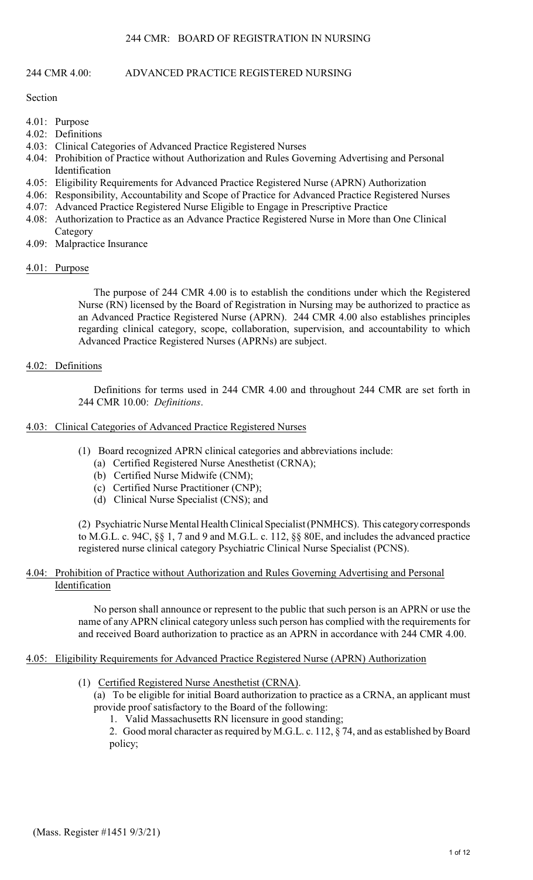# 244 CMR: BOARD OF REGISTRATION IN NURSING

## 244 CMR 4.00: ADVANCED PRACTICE REGISTERED NURSING

Section

- 4.01: Purpose
- 4.02: Definitions
- 4.03: Clinical Categories of Advanced Practice Registered Nurses
- 4.04: Prohibition of Practice without Authorization and Rules Governing Advertising and Personal Identification
- 4.05: Eligibility Requirements for Advanced Practice Registered Nurse (APRN) Authorization
- 4.06: Responsibility, Accountability and Scope of Practice for Advanced Practice Registered Nurses
- 4.07: Advanced Practice Registered Nurse Eligible to Engage in Prescriptive Practice
- 4.08: Authorization to Practice as an Advance Practice Registered Nurse in More than One Clinical Category
- 4.09: Malpractice Insurance

### 4.01: Purpose

The purpose of 244 CMR 4.00 is to establish the conditions under which the Registered Nurse (RN) licensed by the Board of Registration in Nursing may be authorized to practice as an Advanced Practice Registered Nurse (APRN). 244 CMR 4.00 also establishes principles regarding clinical category, scope, collaboration, supervision, and accountability to which Advanced Practice Registered Nurses (APRNs) are subject.

### 4.02: Definitions

Definitions for terms used in 244 CMR 4.00 and throughout 244 CMR are set forth in 244 CMR 10.00: *Definitions*.

### 4.03: Clinical Categories of Advanced Practice Registered Nurses

(1) Board recognized APRN clinical categories and abbreviations include:

(a) Certified Registered Nurse Anesthetist (CRNA);

(b) Certified Nurse Midwife (CNM);

(c) Certified Nurse Practitioner (CNP);

(d) Clinical Nurse Specialist (CNS); and

(2) Psychiatric Nurse Mental Health Clinical Specialist (PNMHCS). This category corresponds to M.G.L. c. 94C, §§ 1, 7 and 9 and M.G.L. c. 112, §§ 80E, and includes the advanced practice registered nurse clinical category Psychiatric Clinical Nurse Specialist (PCNS).

### 4.04: Prohibition of Practice without Authorization and Rules Governing Advertising and Personal Identification

No person shall announce or represent to the public that such person is an APRN or use the name of any APRN clinical category unless such person has complied with the requirements for and received Board authorization to practice as an APRN in accordance with 244 CMR 4.00.

### 4.05: Eligibility Requirements for Advanced Practice Registered Nurse (APRN) Authorization

(1) Certified Registered Nurse Anesthetist (CRNA).

(a) To be eligible for initial Board authorization to practice as a CRNA, an applicant must provide proof satisfactory to the Board of the following:

1. Valid Massachusetts RN licensure in good standing;

2. Good moral character as required by M.G.L. c. 112, § 74, and as established by Board policy;

(Mass. Register #1451 9/3/21)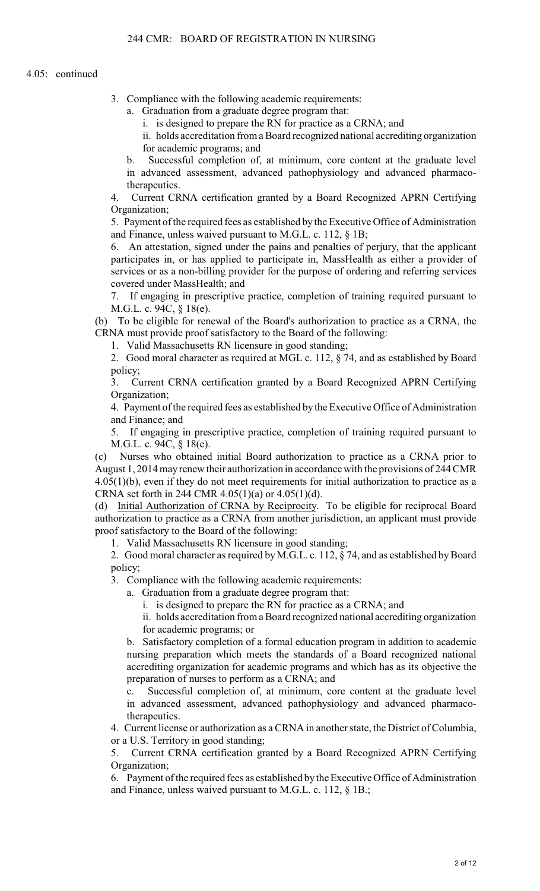4.05: continued

3. Compliance with the following academic requirements:
   a. Graduation from a graduate degree program that:
      i. is designed to prepare the RN for practice as a CRNA; and
      ii. holds accreditation from a Board recognized national accrediting organization for academic programs; and
   b. Successful completion of, at minimum, core content at the graduate level in advanced assessment, advanced pathophysiology and advanced pharmaco-therapeutics.
4. Current CRNA certification granted by a Board Recognized APRN Certifying Organization;
5. Payment of the required fees as established by the Executive Office of Administration and Finance, unless waived pursuant to M.G.L. c. 112, § 1B;
6. An attestation, signed under the pains and penalties of perjury, that the applicant participates in, or has applied to participate in, MassHealth as either a provider of services or as a non-billing provider for the purpose of ordering and referring services covered under MassHealth; and
7. If engaging in prescriptive practice, completion of training required pursuant to M.G.L. c. 94C, § 18(e).

(b) To be eligible for renewal of the Board's authorization to practice as a CRNA, the CRNA must provide proof satisfactory to the Board of the following:

1. Valid Massachusetts RN licensure in good standing;
2. Good moral character as required at MGL c. 112, § 74, and as established by Board policy;
3. Current CRNA certification granted by a Board Recognized APRN Certifying Organization;
4. Payment of the required fees as established by the Executive Office of Administration and Finance; and
5. If engaging in prescriptive practice, completion of training required pursuant to M.G.L. c. 94C, § 18(e).

(c) Nurses who obtained initial Board authorization to practice as a CRNA prior to August 1, 2014 may renew their authorization in accordance with the provisions of 244 CMR 4.05(1)(b), even if they do not meet requirements for initial authorization to practice as a CRNA set forth in 244 CMR 4.05(1)(a) or 4.05(1)(d).

(d) Initial Authorization of CRNA by Reciprocity. To be eligible for reciprocal Board authorization to practice as a CRNA from another jurisdiction, an applicant must provide proof satisfactory to the Board of the following:

1. Valid Massachusetts RN licensure in good standing;
2. Good moral character as required by M.G.L. c. 112, § 74, and as established by Board policy;
3. Compliance with the following academic requirements:
   a. Graduation from a graduate degree program that:
      i. is designed to prepare the RN for practice as a CRNA; and
      ii. holds accreditation from a Board recognized national accrediting organization for academic programs; or
   b. Satisfactory completion of a formal education program in addition to academic nursing preparation which meets the standards of a Board recognized national accrediting organization for academic programs and which has as its objective the preparation of nurses to perform as a CRNA; and
   c. Successful completion of, at minimum, core content at the graduate level in advanced assessment, advanced pathophysiology and advanced pharmaco-therapeutics.
4. Current license or authorization as a CRNA in another state, the District of Columbia, or a U.S. Territory in good standing;
5. Current CRNA certification granted by a Board Recognized APRN Certifying Organization;
6. Payment of the required fees as established by the Executive Office of Administration and Finance, unless waived pursuant to M.G.L. c. 112, § 1B.;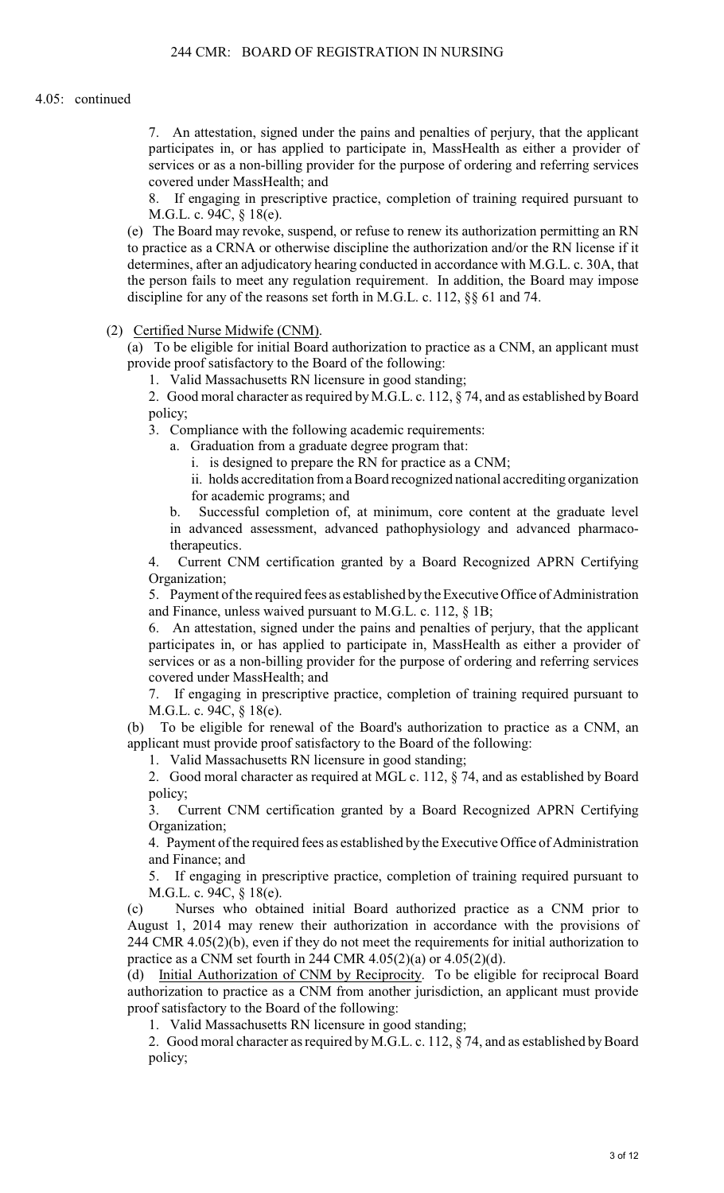4.05: continued

7. An attestation, signed under the pains and penalties of perjury, that the applicant participates in, or has applied to participate in, MassHealth as either a provider of services or as a non-billing provider for the purpose of ordering and referring services covered under MassHealth; and

8. If engaging in prescriptive practice, completion of training required pursuant to M.G.L. c. 94C, § 18(e).

(e) The Board may revoke, suspend, or refuse to renew its authorization permitting an RN to practice as a CRNA or otherwise discipline the authorization and/or the RN license if it determines, after an adjudicatory hearing conducted in accordance with M.G.L. c. 30A, that the person fails to meet any regulation requirement. In addition, the Board may impose discipline for any of the reasons set forth in M.G.L. c. 112, §§ 61 and 74.

(2) Certified Nurse Midwife (CNM).

(a) To be eligible for initial Board authorization to practice as a CNM, an applicant must provide proof satisfactory to the Board of the following:

1. Valid Massachusetts RN licensure in good standing;

2. Good moral character as required by M.G.L. c. 112, § 74, and as established by Board policy;

3. Compliance with the following academic requirements:

a. Graduation from a graduate degree program that:

i. is designed to prepare the RN for practice as a CNM;

ii. holds accreditation from a Board recognized national accrediting organization for academic programs; and

b. Successful completion of, at minimum, core content at the graduate level in advanced assessment, advanced pathophysiology and advanced pharmacotherapeutics.

4. Current CNM certification granted by a Board Recognized APRN Certifying Organization;

5. Payment of the required fees as established by the Executive Office of Administration and Finance, unless waived pursuant to M.G.L. c. 112, § 1B;

6. An attestation, signed under the pains and penalties of perjury, that the applicant participates in, or has applied to participate in, MassHealth as either a provider of services or as a non-billing provider for the purpose of ordering and referring services covered under MassHealth; and

7. If engaging in prescriptive practice, completion of training required pursuant to M.G.L. c. 94C, § 18(e).

(b) To be eligible for renewal of the Board's authorization to practice as a CNM, an applicant must provide proof satisfactory to the Board of the following:

1. Valid Massachusetts RN licensure in good standing;

2. Good moral character as required at MGL c. 112, § 74, and as established by Board policy;

3. Current CNM certification granted by a Board Recognized APRN Certifying Organization;

4. Payment of the required fees as established by the Executive Office of Administration and Finance; and

5. If engaging in prescriptive practice, completion of training required pursuant to M.G.L. c. 94C, § 18(e).

(c) Nurses who obtained initial Board authorized practice as a CNM prior to August 1, 2014 may renew their authorization in accordance with the provisions of 244 CMR 4.05(2)(b), even if they do not meet the requirements for initial authorization to practice as a CNM set fourth in 244 CMR 4.05(2)(a) or 4.05(2)(d).

(d) Initial Authorization of CNM by Reciprocity. To be eligible for reciprocal Board authorization to practice as a CNM from another jurisdiction, an applicant must provide proof satisfactory to the Board of the following:

1. Valid Massachusetts RN licensure in good standing;

2. Good moral character as required by M.G.L. c. 112, § 74, and as established by Board policy;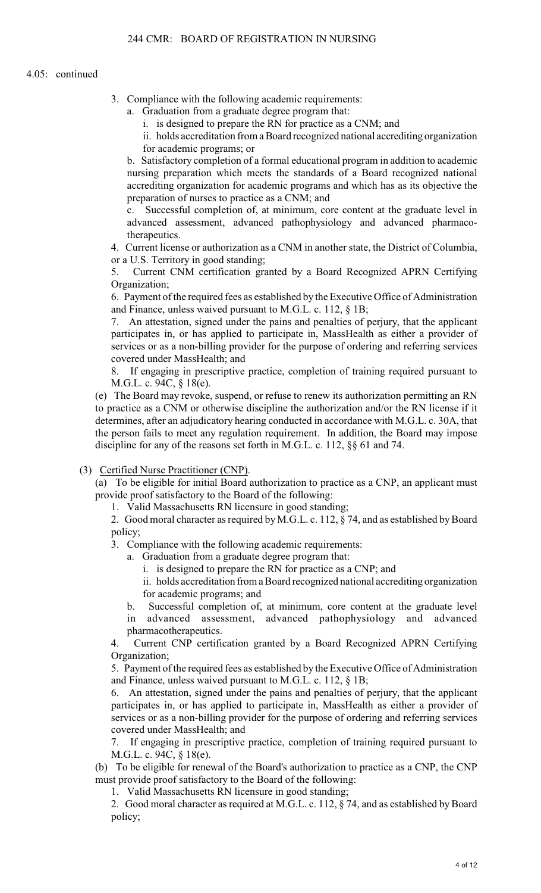4.05: continued

3. Compliance with the following academic requirements:
   a. Graduation from a graduate degree program that:
      i. is designed to prepare the RN for practice as a CNM; and
      ii. holds accreditation from a Board recognized national accrediting organization for academic programs; or

   b. Satisfactory completion of a formal educational program in addition to academic nursing preparation which meets the standards of a Board recognized national accrediting organization for academic programs and which has as its objective the preparation of nurses to practice as a CNM; and

   c. Successful completion of, at minimum, core content at the graduate level in advanced assessment, advanced pathophysiology and advanced pharmaco-therapeutics.

4. Current license or authorization as a CNM in another state, the District of Columbia, or a U.S. Territory in good standing;

5. Current CNM certification granted by a Board Recognized APRN Certifying Organization;

6. Payment of the required fees as established by the Executive Office of Administration and Finance, unless waived pursuant to M.G.L. c. 112, § 1B;

7. An attestation, signed under the pains and penalties of perjury, that the applicant participates in, or has applied to participate in, MassHealth as either a provider of services or as a non-billing provider for the purpose of ordering and referring services covered under MassHealth; and

8. If engaging in prescriptive practice, completion of training required pursuant to M.G.L. c. 94C, § 18(e).

(e) The Board may revoke, suspend, or refuse to renew its authorization permitting an RN to practice as a CNM or otherwise discipline the authorization and/or the RN license if it determines, after an adjudicatory hearing conducted in accordance with M.G.L. c. 30A, that the person fails to meet any regulation requirement. In addition, the Board may impose discipline for any of the reasons set forth in M.G.L. c. 112, §§ 61 and 74.

(3) Certified Nurse Practitioner (CNP).

(a) To be eligible for initial Board authorization to practice as a CNP, an applicant must provide proof satisfactory to the Board of the following:

1. Valid Massachusetts RN licensure in good standing;

2. Good moral character as required by M.G.L. c. 112, § 74, and as established by Board policy;

3. Compliance with the following academic requirements:
   a. Graduation from a graduate degree program that:
      i. is designed to prepare the RN for practice as a CNP; and
      ii. holds accreditation from a Board recognized national accrediting organization for academic programs; and

   b. Successful completion of, at minimum, core content at the graduate level in advanced assessment, advanced pathophysiology and advanced pharmacotherapeutics.

4. Current CNP certification granted by a Board Recognized APRN Certifying Organization;

5. Payment of the required fees as established by the Executive Office of Administration and Finance, unless waived pursuant to M.G.L. c. 112, § 1B;

6. An attestation, signed under the pains and penalties of perjury, that the applicant participates in, or has applied to participate in, MassHealth as either a provider of services or as a non-billing provider for the purpose of ordering and referring services covered under MassHealth; and

7. If engaging in prescriptive practice, completion of training required pursuant to M.G.L. c. 94C, § 18(e).

(b) To be eligible for renewal of the Board's authorization to practice as a CNP, the CNP must provide proof satisfactory to the Board of the following:

1. Valid Massachusetts RN licensure in good standing;

2. Good moral character as required at M.G.L. c. 112, § 74, and as established by Board policy;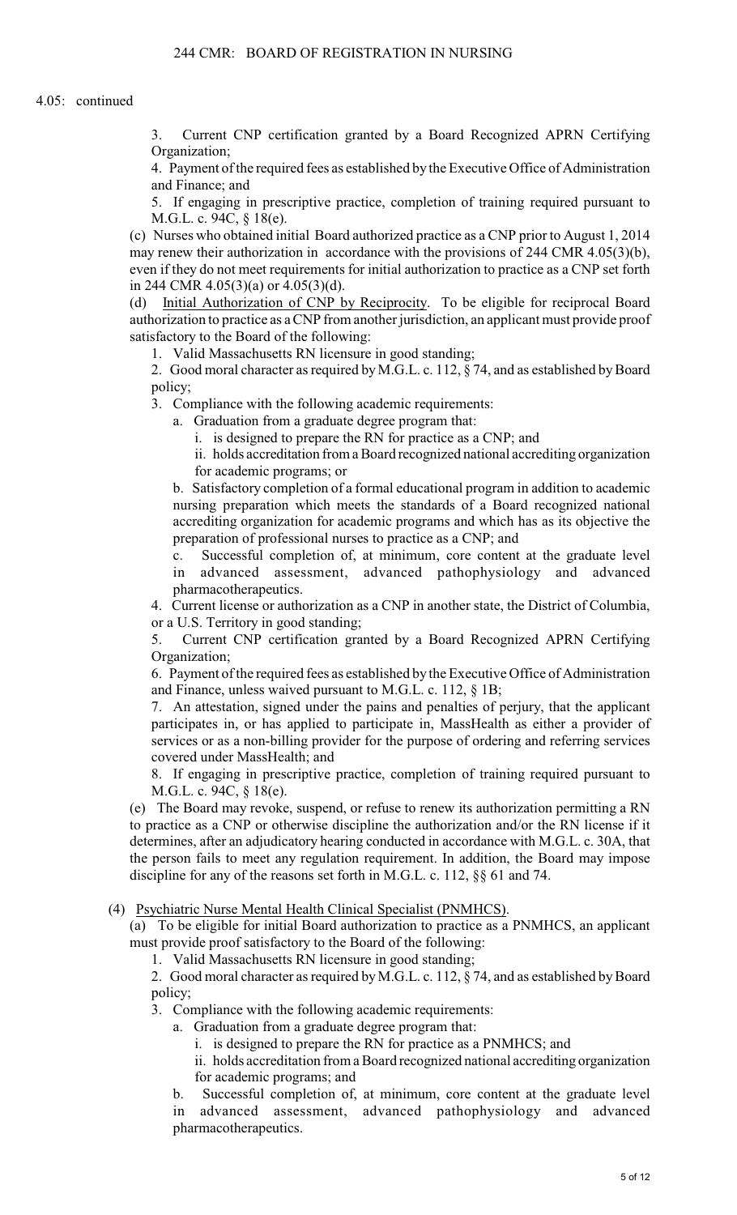4.05: continued

3. Current CNP certification granted by a Board Recognized APRN Certifying Organization;

4. Payment of the required fees as established by the Executive Office of Administration and Finance; and

5. If engaging in prescriptive practice, completion of training required pursuant to M.G.L. c. 94C, § 18(e).

(c) Nurses who obtained initial Board authorized practice as a CNP prior to August 1, 2014 may renew their authorization in accordance with the provisions of 244 CMR 4.05(3)(b), even if they do not meet requirements for initial authorization to practice as a CNP set forth in 244 CMR 4.05(3)(a) or 4.05(3)(d).

(d) Initial Authorization of CNP by Reciprocity. To be eligible for reciprocal Board authorization to practice as a CNP from another jurisdiction, an applicant must provide proof satisfactory to the Board of the following:

1. Valid Massachusetts RN licensure in good standing;

2. Good moral character as required by M.G.L. c. 112, § 74, and as established by Board policy;

3. Compliance with the following academic requirements:

a. Graduation from a graduate degree program that:

i. is designed to prepare the RN for practice as a CNP; and

ii. holds accreditation from a Board recognized national accrediting organization for academic programs; or

b. Satisfactory completion of a formal educational program in addition to academic nursing preparation which meets the standards of a Board recognized national accrediting organization for academic programs and which has as its objective the preparation of professional nurses to practice as a CNP; and

c. Successful completion of, at minimum, core content at the graduate level in advanced assessment, advanced pathophysiology and advanced pharmacotherapeutics.

4. Current license or authorization as a CNP in another state, the District of Columbia, or a U.S. Territory in good standing;

5. Current CNP certification granted by a Board Recognized APRN Certifying Organization;

6. Payment of the required fees as established by the Executive Office of Administration and Finance, unless waived pursuant to M.G.L. c. 112, § 1B;

7. An attestation, signed under the pains and penalties of perjury, that the applicant participates in, or has applied to participate in, MassHealth as either a provider of services or as a non-billing provider for the purpose of ordering and referring services covered under MassHealth; and

8. If engaging in prescriptive practice, completion of training required pursuant to M.G.L. c. 94C, § 18(e).

(e) The Board may revoke, suspend, or refuse to renew its authorization permitting a RN to practice as a CNP or otherwise discipline the authorization and/or the RN license if it determines, after an adjudicatory hearing conducted in accordance with M.G.L. c. 30A, that the person fails to meet any regulation requirement. In addition, the Board may impose discipline for any of the reasons set forth in M.G.L. c. 112, §§ 61 and 74.

(4) Psychiatric Nurse Mental Health Clinical Specialist (PNMHCS).

(a) To be eligible for initial Board authorization to practice as a PNMHCS, an applicant must provide proof satisfactory to the Board of the following:

1. Valid Massachusetts RN licensure in good standing;

2. Good moral character as required by M.G.L. c. 112, § 74, and as established by Board policy;

3. Compliance with the following academic requirements:

a. Graduation from a graduate degree program that:

i. is designed to prepare the RN for practice as a PNMHCS; and

ii. holds accreditation from a Board recognized national accrediting organization for academic programs; and

b. Successful completion of, at minimum, core content at the graduate level in advanced assessment, advanced pathophysiology and advanced pharmacotherapeutics.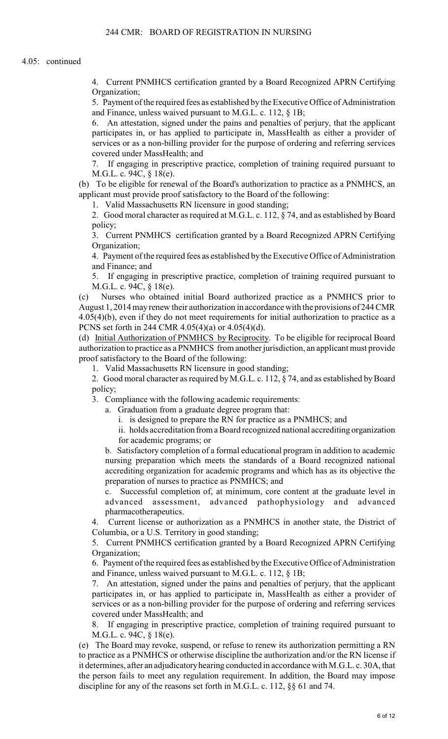4.05: continued

4. Current PNMHCS certification granted by a Board Recognized APRN Certifying Organization;

5. Payment of the required fees as established by the Executive Office of Administration and Finance, unless waived pursuant to M.G.L. c. 112, § 1B;

6. An attestation, signed under the pains and penalties of perjury, that the applicant participates in, or has applied to participate in, MassHealth as either a provider of services or as a non-billing provider for the purpose of ordering and referring services covered under MassHealth; and

7. If engaging in prescriptive practice, completion of training required pursuant to M.G.L. c. 94C, § 18(e).

(b) To be eligible for renewal of the Board's authorization to practice as a PNMHCS, an applicant must provide proof satisfactory to the Board of the following:

1. Valid Massachusetts RN licensure in good standing;

2. Good moral character as required at M.G.L. c. 112, § 74, and as established by Board policy;

3. Current PNMHCS certification granted by a Board Recognized APRN Certifying Organization;

4. Payment of the required fees as established by the Executive Office of Administration and Finance; and

5. If engaging in prescriptive practice, completion of training required pursuant to M.G.L. c. 94C, § 18(e).

(c) Nurses who obtained initial Board authorized practice as a PNMHCS prior to August 1, 2014 may renew their authorization in accordance with the provisions of 244 CMR 4.05(4)(b), even if they do not meet requirements for initial authorization to practice as a PCNS set forth in 244 CMR 4.05(4)(a) or 4.05(4)(d).

(d) Initial Authorization of PNMHCS by Reciprocity. To be eligible for reciprocal Board authorization to practice as a PNMHCS from another jurisdiction, an applicant must provide proof satisfactory to the Board of the following:

1. Valid Massachusetts RN licensure in good standing;

2. Good moral character as required by M.G.L. c. 112, § 74, and as established by Board policy;

3. Compliance with the following academic requirements:

a. Graduation from a graduate degree program that:

i. is designed to prepare the RN for practice as a PNMHCS; and

ii. holds accreditation from a Board recognized national accrediting organization for academic programs; or

b. Satisfactory completion of a formal educational program in addition to academic nursing preparation which meets the standards of a Board recognized national accrediting organization for academic programs and which has as its objective the preparation of nurses to practice as PNMHCS; and

c. Successful completion of, at minimum, core content at the graduate level in advanced assessment, advanced pathophysiology and advanced pharmacotherapeutics.

4. Current license or authorization as a PNMHCS in another state, the District of Columbia, or a U.S. Territory in good standing;

5. Current PNMHCS certification granted by a Board Recognized APRN Certifying Organization;

6. Payment of the required fees as established by the Executive Office of Administration and Finance, unless waived pursuant to M.G.L. c. 112, § 1B;

7. An attestation, signed under the pains and penalties of perjury, that the applicant participates in, or has applied to participate in, MassHealth as either a provider of services or as a non-billing provider for the purpose of ordering and referring services covered under MassHealth; and

8. If engaging in prescriptive practice, completion of training required pursuant to M.G.L. c. 94C, § 18(e).

(e) The Board may revoke, suspend, or refuse to renew its authorization permitting a RN to practice as a PNMHCS or otherwise discipline the authorization and/or the RN license if it determines, after an adjudicatory hearing conducted in accordance with M.G.L. c. 30A, that the person fails to meet any regulation requirement. In addition, the Board may impose discipline for any of the reasons set forth in M.G.L. c. 112, §§ 61 and 74.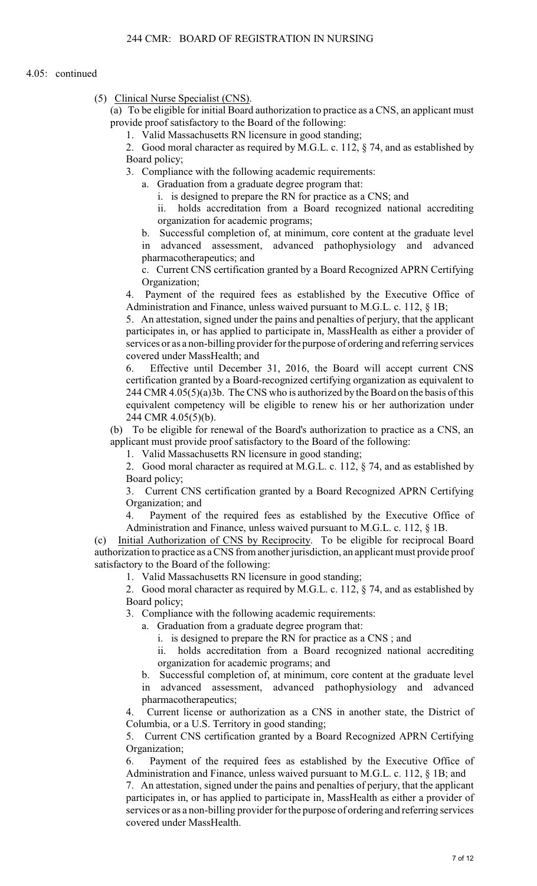4.05: continued

(5) Clinical Nurse Specialist (CNS).

(a) To be eligible for initial Board authorization to practice as a CNS, an applicant must provide proof satisfactory to the Board of the following:

1. Valid Massachusetts RN licensure in good standing;
2. Good moral character as required by M.G.L. c. 112, § 74, and as established by Board policy;
3. Compliance with the following academic requirements:
   a. Graduation from a graduate degree program that:
      i. is designed to prepare the RN for practice as a CNS; and
      ii. holds accreditation from a Board recognized national accrediting organization for academic programs;
   b. Successful completion of, at minimum, core content at the graduate level in advanced assessment, advanced pathophysiology and advanced pharmacotherapeutics; and
   c. Current CNS certification granted by a Board Recognized APRN Certifying Organization;
4. Payment of the required fees as established by the Executive Office of Administration and Finance, unless waived pursuant to M.G.L. c. 112, § 1B;
5. An attestation, signed under the pains and penalties of perjury, that the applicant participates in, or has applied to participate in, MassHealth as either a provider of services or as a non-billing provider for the purpose of ordering and referring services covered under MassHealth; and
6. Effective until December 31, 2016, the Board will accept current CNS certification granted by a Board-recognized certifying organization as equivalent to 244 CMR 4.05(5)(a)3b. The CNS who is authorized by the Board on the basis of this equivalent competency will be eligible to renew his or her authorization under 244 CMR 4.05(5)(b).

(b) To be eligible for renewal of the Board's authorization to practice as a CNS, an applicant must provide proof satisfactory to the Board of the following:

1. Valid Massachusetts RN licensure in good standing;
2. Good moral character as required at M.G.L. c. 112, § 74, and as established by Board policy;
3. Current CNS certification granted by a Board Recognized APRN Certifying Organization; and
4. Payment of the required fees as established by the Executive Office of Administration and Finance, unless waived pursuant to M.G.L. c. 112, § 1B.

(c) Initial Authorization of CNS by Reciprocity. To be eligible for reciprocal Board authorization to practice as a CNS from another jurisdiction, an applicant must provide proof satisfactory to the Board of the following:

1. Valid Massachusetts RN licensure in good standing;
2. Good moral character as required by M.G.L. c. 112, § 74, and as established by Board policy;
3. Compliance with the following academic requirements:
   a. Graduation from a graduate degree program that:
      i. is designed to prepare the RN for practice as a CNS ; and
      ii. holds accreditation from a Board recognized national accrediting organization for academic programs; and
   b. Successful completion of, at minimum, core content at the graduate level in advanced assessment, advanced pathophysiology and advanced pharmacotherapeutics;
4. Current license or authorization as a CNS in another state, the District of Columbia, or a U.S. Territory in good standing;
5. Current CNS certification granted by a Board Recognized APRN Certifying Organization;
6. Payment of the required fees as established by the Executive Office of Administration and Finance, unless waived pursuant to M.G.L. c. 112, § 1B; and
7. An attestation, signed under the pains and penalties of perjury, that the applicant participates in, or has applied to participate in, MassHealth as either a provider of services or as a non-billing provider for the purpose of ordering and referring services covered under MassHealth.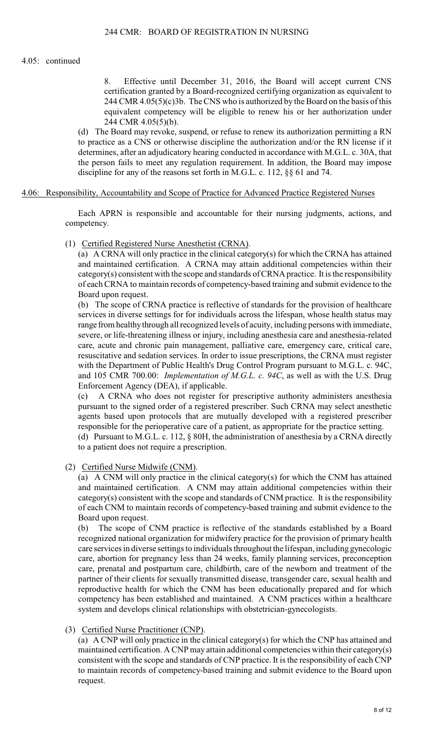4.05: continued

8. Effective until December 31, 2016, the Board will accept current CNS certification granted by a Board-recognized certifying organization as equivalent to 244 CMR 4.05(5)(c)3b. The CNS who is authorized by the Board on the basis of this equivalent competency will be eligible to renew his or her authorization under 244 CMR 4.05(5)(b).

(d) The Board may revoke, suspend, or refuse to renew its authorization permitting a RN to practice as a CNS or otherwise discipline the authorization and/or the RN license if it determines, after an adjudicatory hearing conducted in accordance with M.G.L. c. 30A, that the person fails to meet any regulation requirement. In addition, the Board may impose discipline for any of the reasons set forth in M.G.L. c. 112, §§ 61 and 74.

## 4.06: Responsibility, Accountability and Scope of Practice for Advanced Practice Registered Nurses

Each APRN is responsible and accountable for their nursing judgments, actions, and competency.

(1) Certified Registered Nurse Anesthetist (CRNA).

(a) A CRNA will only practice in the clinical category(s) for which the CRNA has attained and maintained certification. A CRNA may attain additional competencies within their category(s) consistent with the scope and standards of CRNA practice. It is the responsibility of each CRNA to maintain records of competency-based training and submit evidence to the Board upon request.

(b) The scope of CRNA practice is reflective of standards for the provision of healthcare services in diverse settings for for individuals across the lifespan, whose health status may range from healthy through all recognized levels of acuity, including persons with immediate, severe, or life-threatening illness or injury, including anesthesia care and anesthesia-related care, acute and chronic pain management, palliative care, emergency care, critical care, resuscitative and sedation services. In order to issue prescriptions, the CRNA must register with the Department of Public Health's Drug Control Program pursuant to M.G.L. c. 94C, and 105 CMR 700.00: *Implementation of M.G.L. c. 94C*, as well as with the U.S. Drug Enforcement Agency (DEA), if applicable.

(c) A CRNA who does not register for prescriptive authority administers anesthesia pursuant to the signed order of a registered prescriber. Such CRNA may select anesthetic agents based upon protocols that are mutually developed with a registered prescriber responsible for the perioperative care of a patient, as appropriate for the practice setting.

(d) Pursuant to M.G.L. c. 112, § 80H, the administration of anesthesia by a CRNA directly to a patient does not require a prescription.

(2) Certified Nurse Midwife (CNM).

(a) A CNM will only practice in the clinical category(s) for which the CNM has attained and maintained certification. A CNM may attain additional competencies within their category(s) consistent with the scope and standards of CNM practice. It is the responsibility of each CNM to maintain records of competency-based training and submit evidence to the Board upon request.

(b) The scope of CNM practice is reflective of the standards established by a Board recognized national organization for midwifery practice for the provision of primary health care services in diverse settings to individuals throughout the lifespan, including gynecologic care, abortion for pregnancy less than 24 weeks, family planning services, preconception care, prenatal and postpartum care, childbirth, care of the newborn and treatment of the partner of their clients for sexually transmitted disease, transgender care, sexual health and reproductive health for which the CNM has been educationally prepared and for which competency has been established and maintained. A CNM practices within a healthcare system and develops clinical relationships with obstetrician-gynecologists.

(3) Certified Nurse Practitioner (CNP).

(a) A CNP will only practice in the clinical category(s) for which the CNP has attained and maintained certification. A CNP may attain additional competencies within their category(s) consistent with the scope and standards of CNP practice. It is the responsibility of each CNP to maintain records of competency-based training and submit evidence to the Board upon request.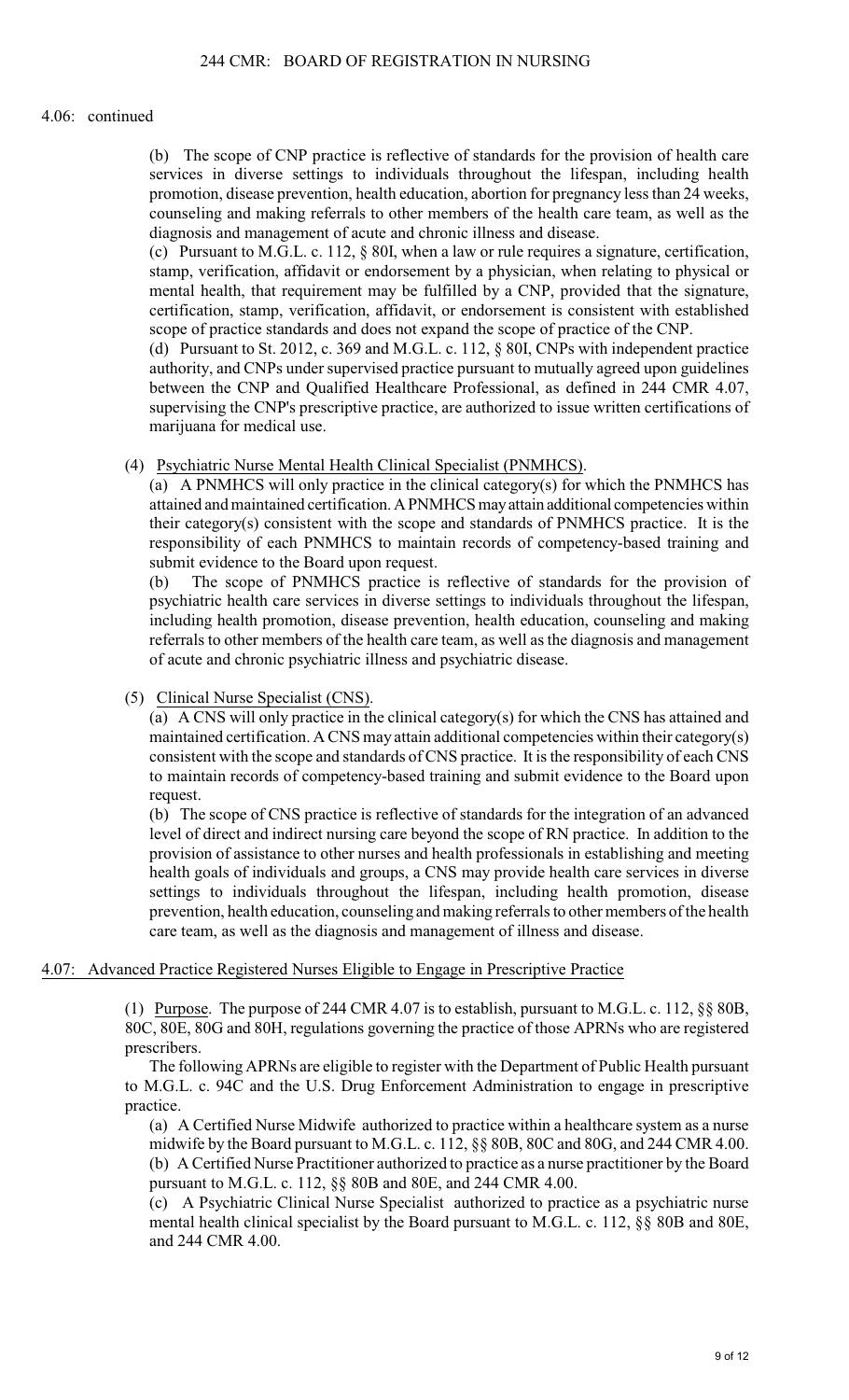4.06: continued

(b) The scope of CNP practice is reflective of standards for the provision of health care services in diverse settings to individuals throughout the lifespan, including health promotion, disease prevention, health education, abortion for pregnancy less than 24 weeks, counseling and making referrals to other members of the health care team, as well as the diagnosis and management of acute and chronic illness and disease.

(c) Pursuant to M.G.L. c. 112, § 80I, when a law or rule requires a signature, certification, stamp, verification, affidavit or endorsement by a physician, when relating to physical or mental health, that requirement may be fulfilled by a CNP, provided that the signature, certification, stamp, verification, affidavit, or endorsement is consistent with established scope of practice standards and does not expand the scope of practice of the CNP.

(d) Pursuant to St. 2012, c. 369 and M.G.L. c. 112, § 80I, CNPs with independent practice authority, and CNPs under supervised practice pursuant to mutually agreed upon guidelines between the CNP and Qualified Healthcare Professional, as defined in 244 CMR 4.07, supervising the CNP's prescriptive practice, are authorized to issue written certifications of marijuana for medical use.

(4) Psychiatric Nurse Mental Health Clinical Specialist (PNMHCS).

(a) A PNMHCS will only practice in the clinical category(s) for which the PNMHCS has attained and maintained certification. A PNMHCS may attain additional competencies within their category(s) consistent with the scope and standards of PNMHCS practice. It is the responsibility of each PNMHCS to maintain records of competency-based training and submit evidence to the Board upon request.

(b) The scope of PNMHCS practice is reflective of standards for the provision of psychiatric health care services in diverse settings to individuals throughout the lifespan, including health promotion, disease prevention, health education, counseling and making referrals to other members of the health care team, as well as the diagnosis and management of acute and chronic psychiatric illness and psychiatric disease.

(5) Clinical Nurse Specialist (CNS).

(a) A CNS will only practice in the clinical category(s) for which the CNS has attained and maintained certification. A CNS may attain additional competencies within their category(s) consistent with the scope and standards of CNS practice. It is the responsibility of each CNS to maintain records of competency-based training and submit evidence to the Board upon request.

(b) The scope of CNS practice is reflective of standards for the integration of an advanced level of direct and indirect nursing care beyond the scope of RN practice. In addition to the provision of assistance to other nurses and health professionals in establishing and meeting health goals of individuals and groups, a CNS may provide health care services in diverse settings to individuals throughout the lifespan, including health promotion, disease prevention, health education, counseling and making referrals to other members of the health care team, as well as the diagnosis and management of illness and disease.

## 4.07: Advanced Practice Registered Nurses Eligible to Engage in Prescriptive Practice

(1) Purpose. The purpose of 244 CMR 4.07 is to establish, pursuant to M.G.L. c. 112, §§ 80B, 80C, 80E, 80G and 80H, regulations governing the practice of those APRNs who are registered prescribers.

The following APRNs are eligible to register with the Department of Public Health pursuant to M.G.L. c. 94C and the U.S. Drug Enforcement Administration to engage in prescriptive practice.

(a) A Certified Nurse Midwife authorized to practice within a healthcare system as a nurse midwife by the Board pursuant to M.G.L. c. 112, §§ 80B, 80C and 80G, and 244 CMR 4.00.

(b) A Certified Nurse Practitioner authorized to practice as a nurse practitioner by the Board pursuant to M.G.L. c. 112, §§ 80B and 80E, and 244 CMR 4.00.

(c) A Psychiatric Clinical Nurse Specialist authorized to practice as a psychiatric nurse mental health clinical specialist by the Board pursuant to M.G.L. c. 112, §§ 80B and 80E, and 244 CMR 4.00.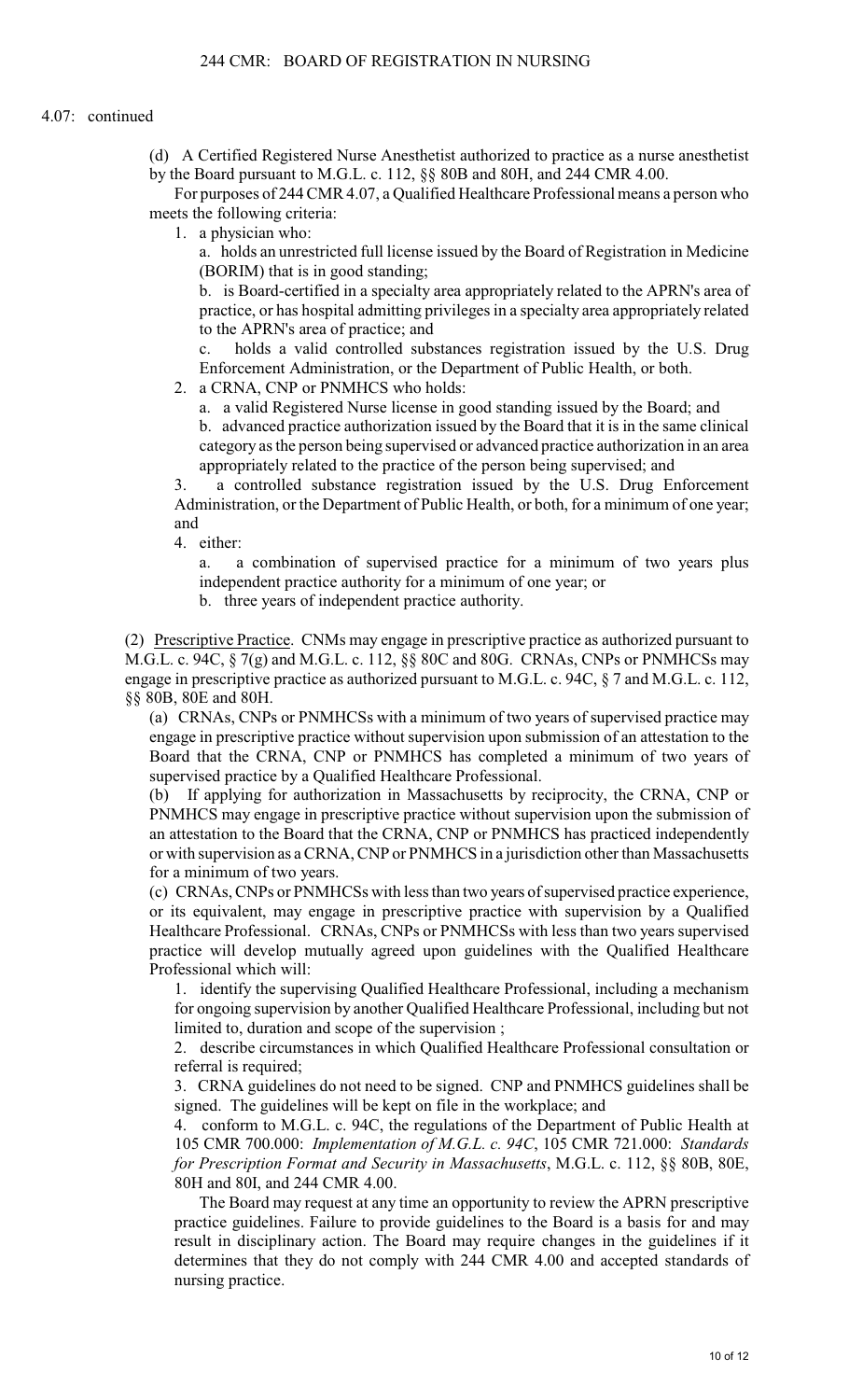4.07: continued

(d) A Certified Registered Nurse Anesthetist authorized to practice as a nurse anesthetist by the Board pursuant to M.G.L. c. 112, §§ 80B and 80H, and 244 CMR 4.00.

For purposes of 244 CMR 4.07, a Qualified Healthcare Professional means a person who meets the following criteria:

1. a physician who:

   a. holds an unrestricted full license issued by the Board of Registration in Medicine (BORIM) that is in good standing;

   b. is Board-certified in a specialty area appropriately related to the APRN's area of practice, or has hospital admitting privileges in a specialty area appropriately related to the APRN's area of practice; and

   c. holds a valid controlled substances registration issued by the U.S. Drug Enforcement Administration, or the Department of Public Health, or both.

2. a CRNA, CNP or PNMHCS who holds:

   a. a valid Registered Nurse license in good standing issued by the Board; and

   b. advanced practice authorization issued by the Board that it is in the same clinical category as the person being supervised or advanced practice authorization in an area appropriately related to the practice of the person being supervised; and

3. a controlled substance registration issued by the U.S. Drug Enforcement Administration, or the Department of Public Health, or both, for a minimum of one year; and

4. either:

   a. a combination of supervised practice for a minimum of two years plus independent practice authority for a minimum of one year; or

   b. three years of independent practice authority.

(2) Prescriptive Practice. CNMs may engage in prescriptive practice as authorized pursuant to M.G.L. c. 94C, § 7(g) and M.G.L. c. 112, §§ 80C and 80G. CRNAs, CNPs or PNMHCSs may engage in prescriptive practice as authorized pursuant to M.G.L. c. 94C, § 7 and M.G.L. c. 112, §§ 80B, 80E and 80H.

(a) CRNAs, CNPs or PNMHCSs with a minimum of two years of supervised practice may engage in prescriptive practice without supervision upon submission of an attestation to the Board that the CRNA, CNP or PNMHCS has completed a minimum of two years of supervised practice by a Qualified Healthcare Professional.

(b) If applying for authorization in Massachusetts by reciprocity, the CRNA, CNP or PNMHCS may engage in prescriptive practice without supervision upon the submission of an attestation to the Board that the CRNA, CNP or PNMHCS has practiced independently or with supervision as a CRNA, CNP or PNMHCS in a jurisdiction other than Massachusetts for a minimum of two years.

(c) CRNAs, CNPs or PNMHCSs with less than two years of supervised practice experience, or its equivalent, may engage in prescriptive practice with supervision by a Qualified Healthcare Professional. CRNAs, CNPs or PNMHCSs with less than two years supervised practice will develop mutually agreed upon guidelines with the Qualified Healthcare Professional which will:

1. identify the supervising Qualified Healthcare Professional, including a mechanism for ongoing supervision by another Qualified Healthcare Professional, including but not limited to, duration and scope of the supervision ;

2. describe circumstances in which Qualified Healthcare Professional consultation or referral is required;

3. CRNA guidelines do not need to be signed. CNP and PNMHCS guidelines shall be signed. The guidelines will be kept on file in the workplace; and

4. conform to M.G.L. c. 94C, the regulations of the Department of Public Health at 105 CMR 700.000: *Implementation of M.G.L. c. 94C*, 105 CMR 721.000: *Standards for Prescription Format and Security in Massachusetts*, M.G.L. c. 112, §§ 80B, 80E, 80H and 80I, and 244 CMR 4.00.

The Board may request at any time an opportunity to review the APRN prescriptive practice guidelines. Failure to provide guidelines to the Board is a basis for and may result in disciplinary action. The Board may require changes in the guidelines if it determines that they do not comply with 244 CMR 4.00 and accepted standards of nursing practice.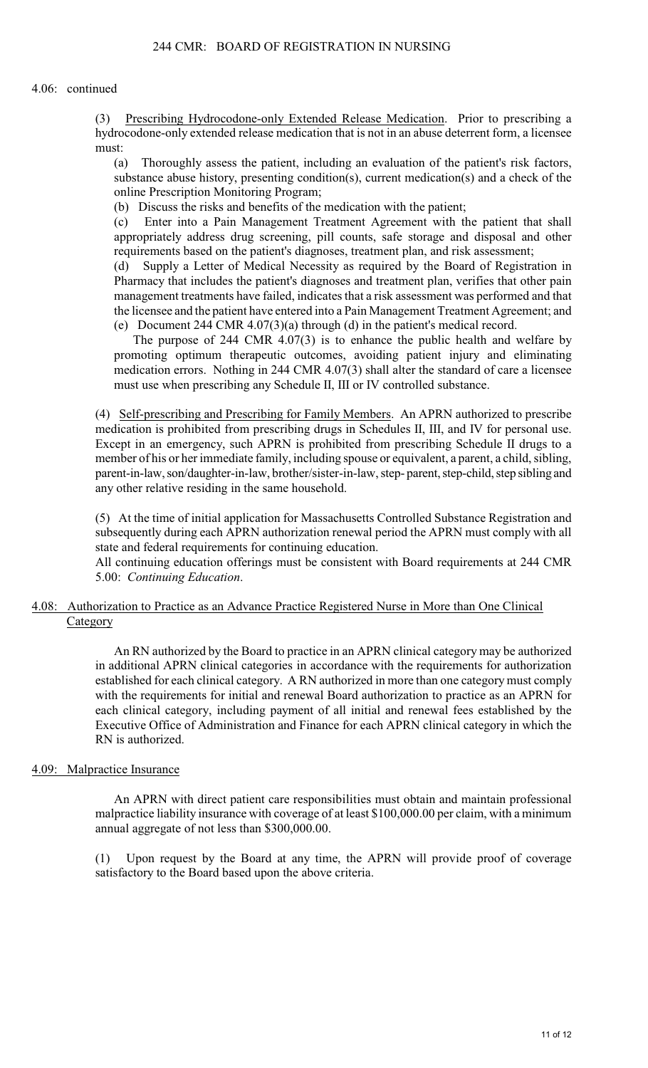4.06: continued

(3) Prescribing Hydrocodone-only Extended Release Medication. Prior to prescribing a hydrocodone-only extended release medication that is not in an abuse deterrent form, a licensee must:

(a) Thoroughly assess the patient, including an evaluation of the patient's risk factors, substance abuse history, presenting condition(s), current medication(s) and a check of the online Prescription Monitoring Program;

(b) Discuss the risks and benefits of the medication with the patient;

(c) Enter into a Pain Management Treatment Agreement with the patient that shall appropriately address drug screening, pill counts, safe storage and disposal and other requirements based on the patient's diagnoses, treatment plan, and risk assessment;

(d) Supply a Letter of Medical Necessity as required by the Board of Registration in Pharmacy that includes the patient's diagnoses and treatment plan, verifies that other pain management treatments have failed, indicates that a risk assessment was performed and that the licensee and the patient have entered into a Pain Management Treatment Agreement; and

(e) Document 244 CMR 4.07(3)(a) through (d) in the patient's medical record.

The purpose of 244 CMR 4.07(3) is to enhance the public health and welfare by promoting optimum therapeutic outcomes, avoiding patient injury and eliminating medication errors. Nothing in 244 CMR 4.07(3) shall alter the standard of care a licensee must use when prescribing any Schedule II, III or IV controlled substance.

(4) Self-prescribing and Prescribing for Family Members. An APRN authorized to prescribe medication is prohibited from prescribing drugs in Schedules II, III, and IV for personal use. Except in an emergency, such APRN is prohibited from prescribing Schedule II drugs to a member of his or her immediate family, including spouse or equivalent, a parent, a child, sibling, parent-in-law, son/daughter-in-law, brother/sister-in-law, step- parent, step-child, step sibling and any other relative residing in the same household.

(5) At the time of initial application for Massachusetts Controlled Substance Registration and subsequently during each APRN authorization renewal period the APRN must comply with all state and federal requirements for continuing education.

All continuing education offerings must be consistent with Board requirements at 244 CMR 5.00: *Continuing Education*.

## 4.08: Authorization to Practice as an Advance Practice Registered Nurse in More than One Clinical Category

An RN authorized by the Board to practice in an APRN clinical category may be authorized in additional APRN clinical categories in accordance with the requirements for authorization established for each clinical category. A RN authorized in more than one category must comply with the requirements for initial and renewal Board authorization to practice as an APRN for each clinical category, including payment of all initial and renewal fees established by the Executive Office of Administration and Finance for each APRN clinical category in which the RN is authorized.

## 4.09: Malpractice Insurance

An APRN with direct patient care responsibilities must obtain and maintain professional malpractice liability insurance with coverage of at least $100,000.00 per claim, with a minimum annual aggregate of not less than $300,000.00.

(1) Upon request by the Board at any time, the APRN will provide proof of coverage satisfactory to the Board based upon the above criteria.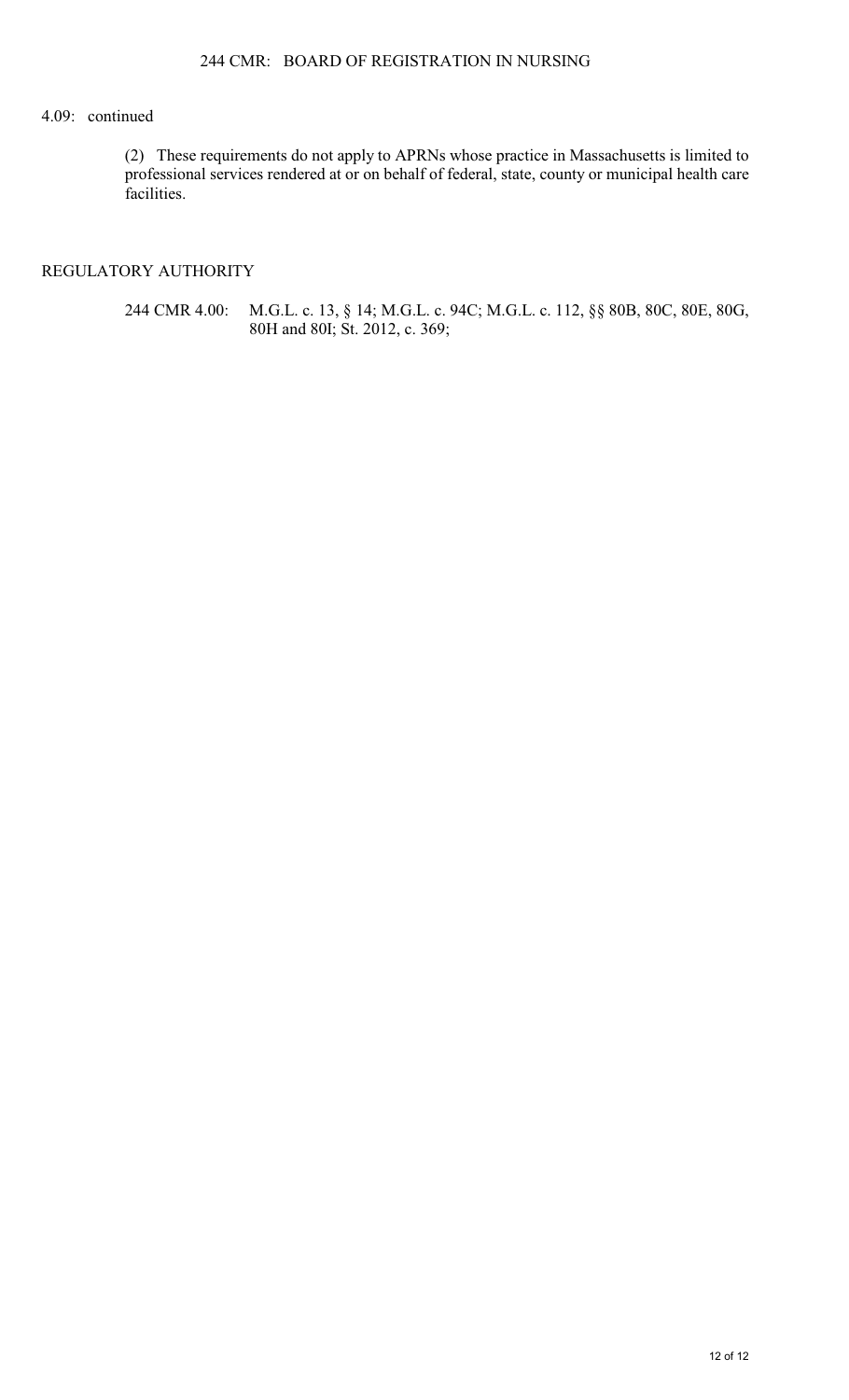4.09: continued

(2) These requirements do not apply to APRNs whose practice in Massachusetts is limited to professional services rendered at or on behalf of federal, state, county or municipal health care facilities.

## REGULATORY AUTHORITY

244 CMR 4.00: M.G.L. c. 13, § 14; M.G.L. c. 94C; M.G.L. c. 112, §§ 80B, 80C, 80E, 80G, 80H and 80I; St. 2012, c. 369;